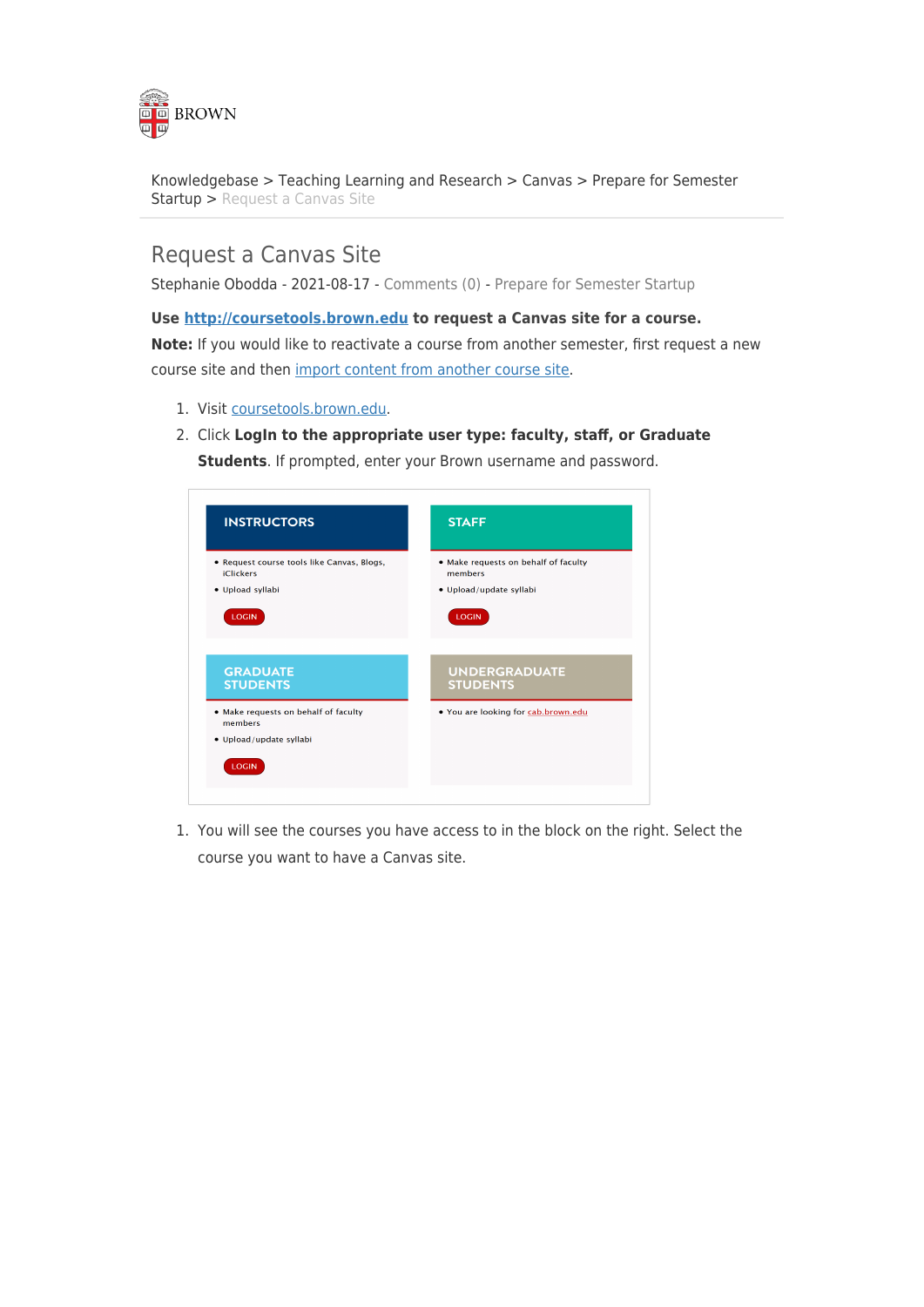Knowledgebase > Teaching Learning and Research > Canvas > Prepare for Semester Startup > Request a Canvas Site

# Request a Canvas Site

Stephanie Obodda - 2021-08-17 - Comments (0) - Prepare for Semester Startup

**Use http://coursetools.brown.edu to request a Canvas site for a course.**

**Note:** If you would like to reactivate a course from another semester, first request a new course site and then import content from another course site.

1. Visit coursetools.brown.edu.
2. Click **LogIn to the appropriate user type: faculty, staff, or Graduate Students**. If prompted, enter your Brown username and password.

INSTRUCTORS
- Request course tools like Canvas, Blogs, iClickers
- Upload syllabi

LOGIN

STAFF
- Make requests on behalf of faculty members
- Upload/update syllabi

LOGIN

GRADUATE STUDENTS
- Make requests on behalf of faculty members
- Upload/update syllabi

LOGIN

UNDERGRADUATE STUDENTS
- You are looking for cab.brown.edu

1. You will see the courses you have access to in the block on the right. Select the course you want to have a Canvas site.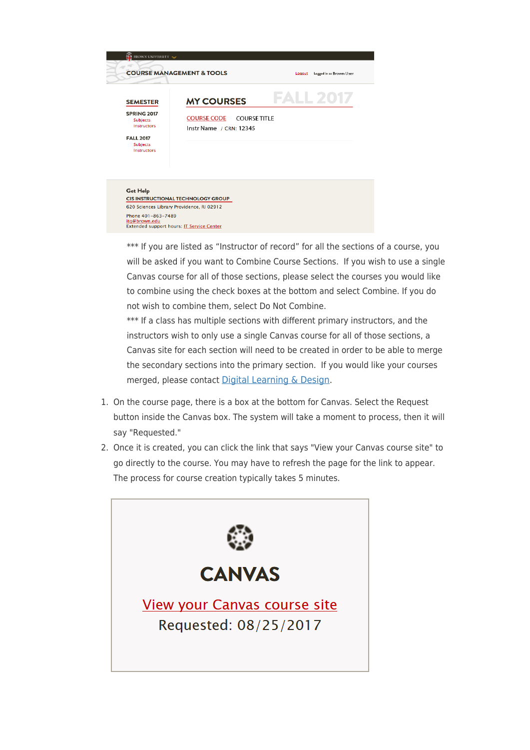*** If you are listed as “Instructor of record” for all the sections of a course, you will be asked if you want to Combine Course Sections.  If you wish to use a single Canvas course for all of those sections, please select the courses you would like to combine using the check boxes at the bottom and select Combine. If you do not wish to combine them, select Do Not Combine.

*** If a class has multiple sections with different primary instructors, and the instructors wish to only use a single Canvas course for all of those sections, a Canvas site for each section will need to be created in order to be able to merge the secondary sections into the primary section.  If you would like your courses merged, please contact [Digital Learning & Design](Digital Learning & Design).

1. On the course page, there is a box at the bottom for Canvas. Select the Request button inside the Canvas box. The system will take a moment to process, then it will say "Requested."
2. Once it is created, you can click the link that says "View your Canvas course site" to go directly to the course. You may have to refresh the page for the link to appear. The process for course creation typically takes 5 minutes.